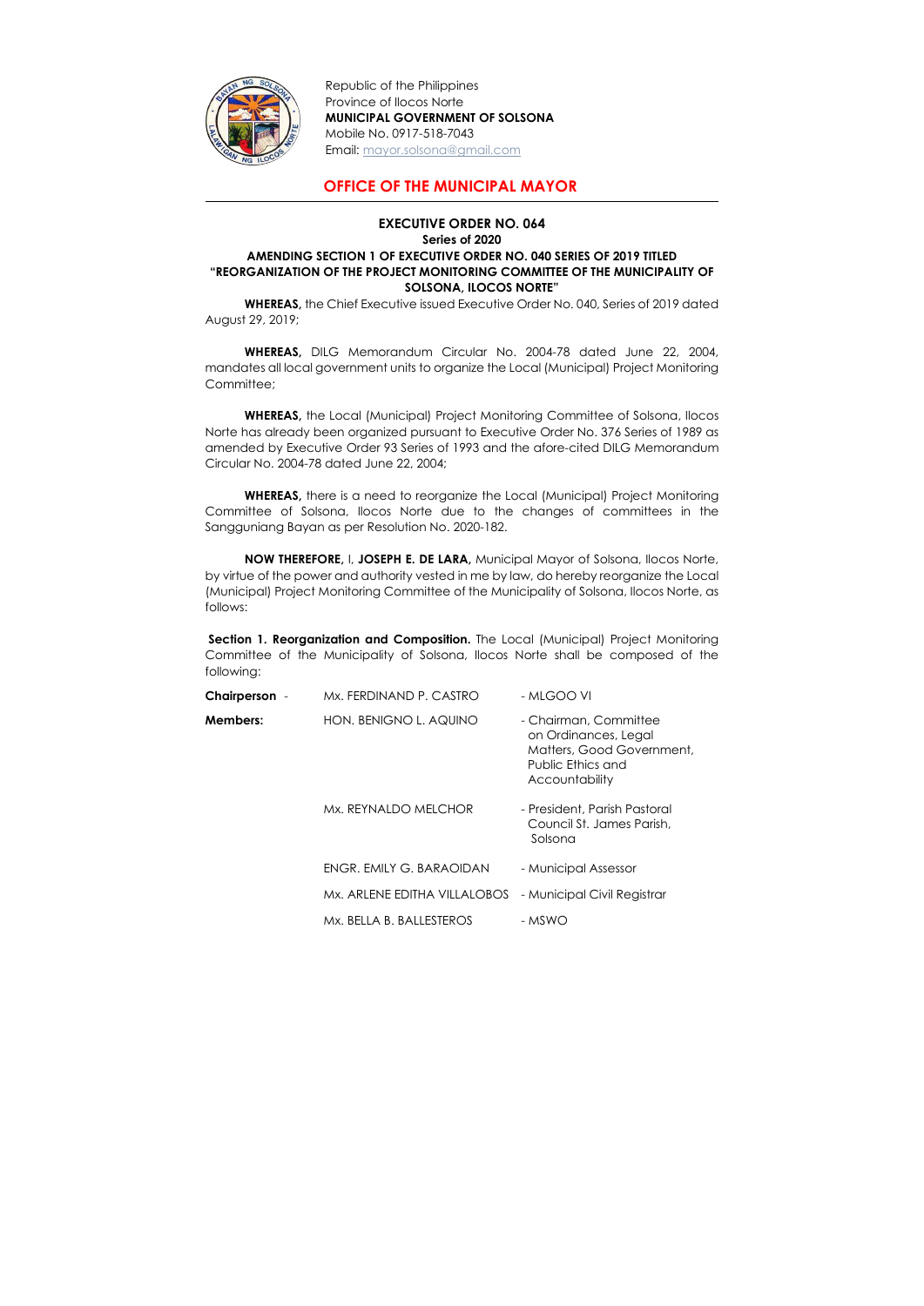Republic of the Philippines
Province of Ilocos Norte
**MUNICIPAL GOVERNMENT OF SOLSONA**
Mobile No. 0917-518-7043
Email: mayor.solsona@gmail.com

## OFFICE OF THE MUNICIPAL MAYOR

**EXECUTIVE ORDER NO. 064**
**Series of 2020**
**AMENDING SECTION 1 OF EXECUTIVE ORDER NO. 040 SERIES OF 2019 TITLED "REORGANIZATION OF THE PROJECT MONITORING COMMITTEE OF THE MUNICIPALITY OF SOLSONA, ILOCOS NORTE"**

**WHEREAS,** the Chief Executive issued Executive Order No. 040, Series of 2019 dated August 29, 2019;

**WHEREAS,** DILG Memorandum Circular No. 2004-78 dated June 22, 2004, mandates all local government units to organize the Local (Municipal) Project Monitoring Committee;

**WHEREAS,** the Local (Municipal) Project Monitoring Committee of Solsona, Ilocos Norte has already been organized pursuant to Executive Order No. 376 Series of 1989 as amended by Executive Order 93 Series of 1993 and the afore-cited DILG Memorandum Circular No. 2004-78 dated June 22, 2004;

**WHEREAS,** there is a need to reorganize the Local (Municipal) Project Monitoring Committee of Solsona, Ilocos Norte due to the changes of committees in the Sangguniang Bayan as per Resolution No. 2020-182.

**NOW THEREFORE,** I, **JOSEPH E. DE LARA,** Municipal Mayor of Solsona, Ilocos Norte, by virtue of the power and authority vested in me by law, do hereby reorganize the Local (Municipal) Project Monitoring Committee of the Municipality of Solsona, Ilocos Norte, as follows:

**Section 1. Reorganization and Composition.** The Local (Municipal) Project Monitoring Committee of the Municipality of Solsona, Ilocos Norte shall be composed of the following:

| | | |
|---|---|---|
| **Chairperson** - | Mx. FERDINAND P. CASTRO | - MLGOO VI |
| **Members:** | HON. BENIGNO L. AQUINO | - Chairman, Committee on Ordinances, Legal Matters, Good Government, Public Ethics and Accountability |
| | Mx. REYNALDO MELCHOR | - President, Parish Pastoral Council St. James Parish, Solsona |
| | ENGR. EMILY G. BARAOIDAN | - Municipal Assessor |
| | Mx. ARLENE EDITHA VILLALOBOS | - Municipal Civil Registrar |
| | Mx. BELLA B. BALLESTEROS | - MSWO |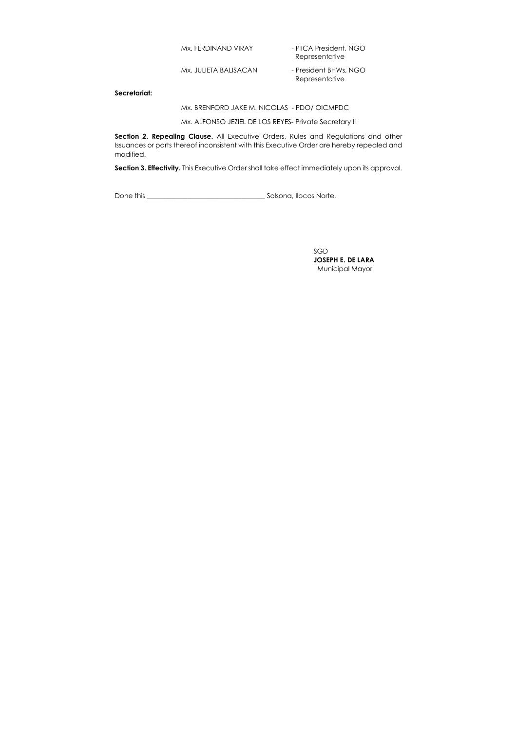Mx. FERDINAND VIRAY - PTCA President, NGO Representative

Mx. JULIETA BALISACAN - President BHWs, NGO Representative

**Secretariat:**

Mx. BRENFORD JAKE M. NICOLAS - PDO/ OICMPDC

Mx. ALFONSO JEZIEL DE LOS REYES- Private Secretary II

**Section 2. Repealing Clause.** All Executive Orders, Rules and Regulations and other Issuances or parts thereof inconsistent with this Executive Order are hereby repealed and modified.

**Section 3. Effectivity.** This Executive Order shall take effect immediately upon its approval.

Done this ___________________________________ Solsona, Ilocos Norte.

SGD
**JOSEPH E. DE LARA**
Municipal Mayor